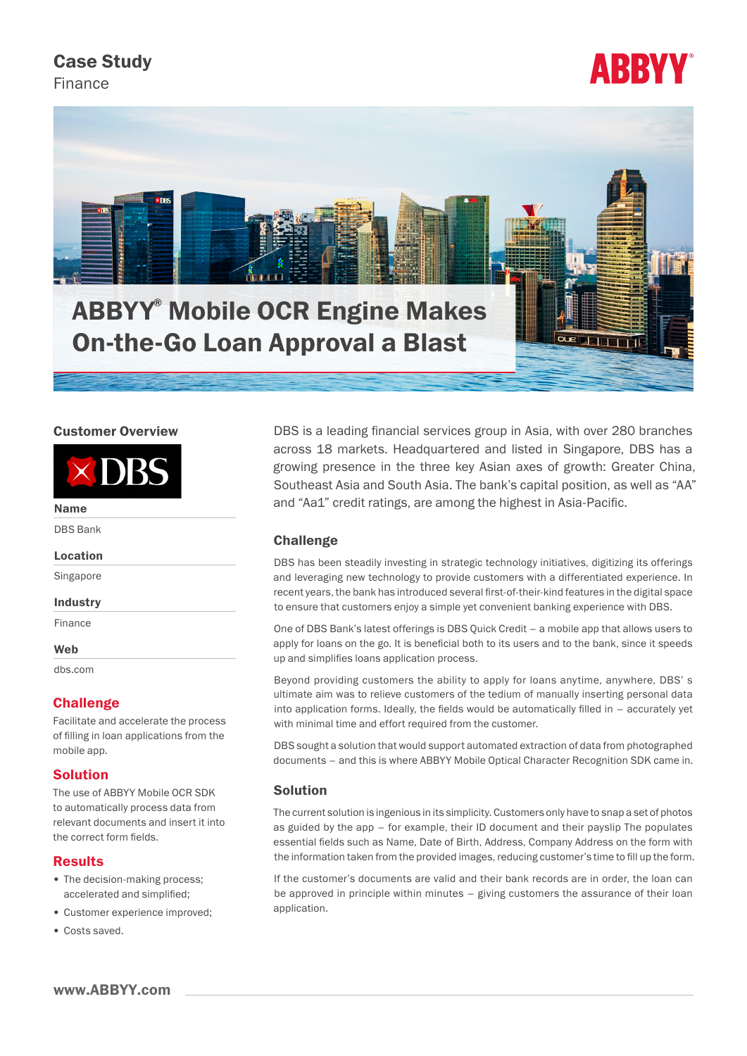Case Study

Finance

ABBYY

# ABBYY® Mobile OCR Engine Makes On-the-Go Loan Approval a Blast

## Customer Overview

**Name**

DBS Bank

**Location**

Singapore

**Industry**

Finance

**Web**

dbs.com

### Challenge

Facilitate and accelerate the process of filling in loan applications from the mobile app.

### Solution

The use of ABBYY Mobile OCR SDK to automatically process data from relevant documents and insert it into the correct form fields.

### Results

- The decision-making process; accelerated and simplified;
- Customer experience improved;
- Costs saved.

DBS is a leading financial services group in Asia, with over 280 branches across 18 markets. Headquartered and listed in Singapore, DBS has a growing presence in the three key Asian axes of growth: Greater China, Southeast Asia and South Asia. The bank's capital position, as well as "AA" and "Aa1" credit ratings, are among the highest in Asia-Pacific.

## Challenge

DBS has been steadily investing in strategic technology initiatives, digitizing its offerings and leveraging new technology to provide customers with a differentiated experience. In recent years, the bank has introduced several first-of-their-kind features in the digital space to ensure that customers enjoy a simple yet convenient banking experience with DBS.

One of DBS Bank's latest offerings is DBS Quick Credit – a mobile app that allows users to apply for loans on the go. It is beneficial both to its users and to the bank, since it speeds up and simplifies loans application process.

Beyond providing customers the ability to apply for loans anytime, anywhere, DBS' s ultimate aim was to relieve customers of the tedium of manually inserting personal data into application forms. Ideally, the fields would be automatically filled in – accurately yet with minimal time and effort required from the customer.

DBS sought a solution that would support automated extraction of data from photographed documents – and this is where ABBYY Mobile Optical Character Recognition SDK came in.

## Solution

The current solution is ingenious in its simplicity. Customers only have to snap a set of photos as guided by the app – for example, their ID document and their payslip The populates essential fields such as Name, Date of Birth, Address, Company Address on the form with the information taken from the provided images, reducing customer's time to fill up the form.

If the customer's documents are valid and their bank records are in order, the loan can be approved in principle within minutes – giving customers the assurance of their loan application.

www.ABBYY.com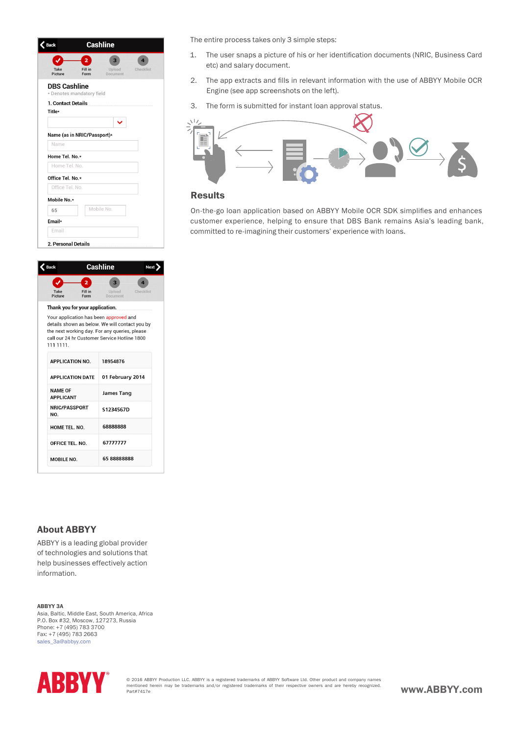The entire process takes only 3 simple steps:

1. The user snaps a picture of his or her identification documents (NRIC, Business Card etc) and salary document.
2. The app extracts and fills in relevant information with the use of ABBYY Mobile OCR Engine (see app screenshots on the left).
3. The form is submitted for instant loan approval status.

## Results

On-the-go loan application based on ABBYY Mobile OCR SDK simplifies and enhances customer experience, helping to ensure that DBS Bank remains Asia's leading bank, committed to re-imagining their customers' experience with loans.

## About ABBYY

ABBYY is a leading global provider of technologies and solutions that help businesses effectively action information.

**ABBYY 3A**
Asia, Baltic, Middle East, South America, Africa
P.O. Box #32, Moscow, 127273, Russia
Phone: +7 (495) 783 3700
Fax: +7 (495) 783 2663
sales_3a@abbyy.com

© 2016 ABBYY Production LLC. ABBYY is a registered trademarks of ABBYY Software Ltd. Other product and company names mentioned herein may be trademarks and/or registered trademarks of their respective owners and are hereby recognized. Part#7417e

www.ABBYY.com